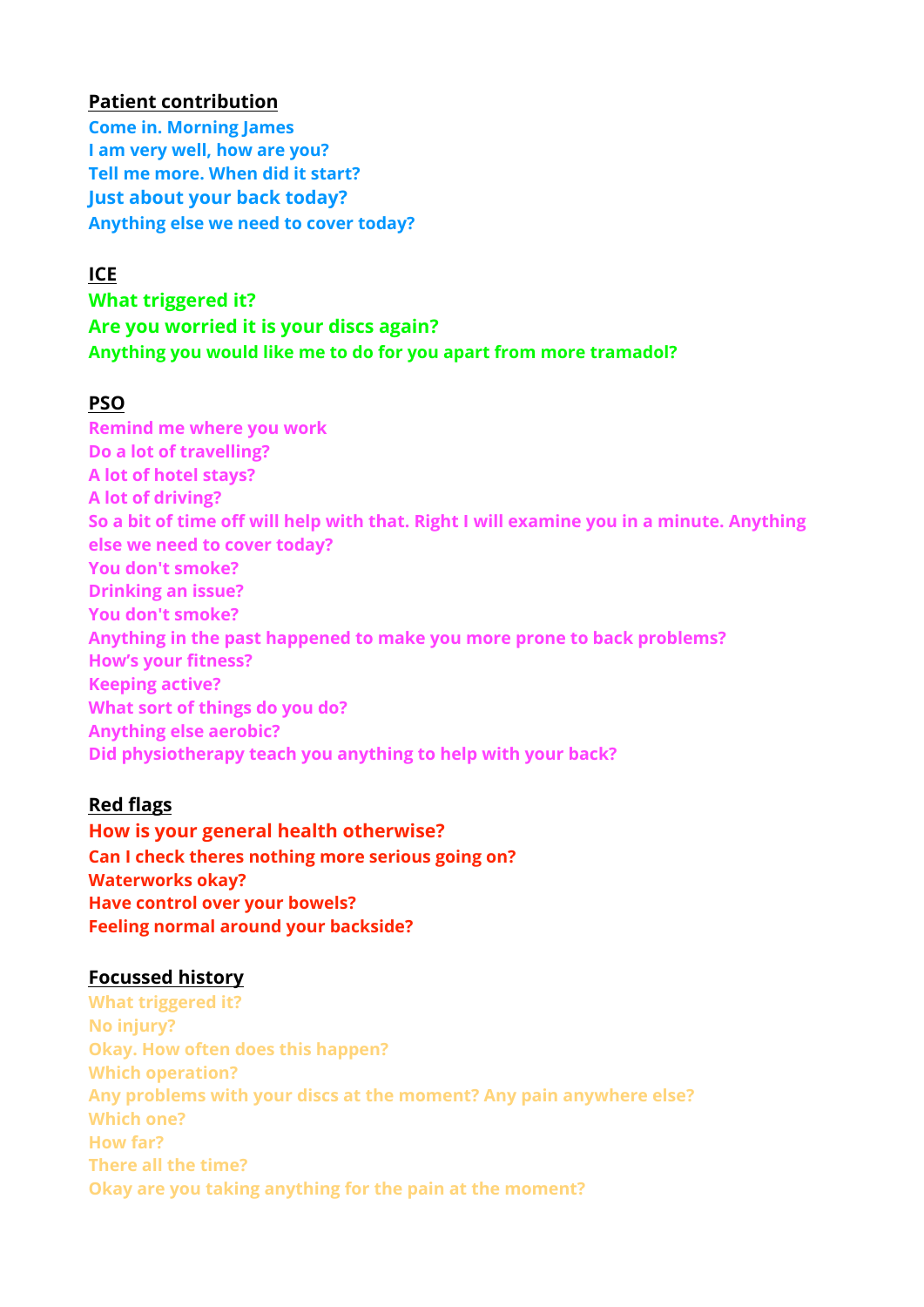**Patient contribution**

Come in. Morning James
I am very well, how are you?
Tell me more. When did it start?
Just about your back today?
Anything else we need to cover today?

**ICE**

What triggered it?
Are you worried it is your discs again?
Anything you would like me to do for you apart from more tramadol?

**PSO**

Remind me where you work
Do a lot of travelling?
A lot of hotel stays?
A lot of driving?
So a bit of time off will help with that. Right I will examine you in a minute. Anything else we need to cover today?
You don't smoke?
Drinking an issue?
You don't smoke?
Anything in the past happened to make you more prone to back problems?
How's your fitness?
Keeping active?
What sort of things do you do?
Anything else aerobic?
Did physiotherapy teach you anything to help with your back?

**Red flags**

How is your general health otherwise?
Can I check theres nothing more serious going on?
Waterworks okay?
Have control over your bowels?
Feeling normal around your backside?

**Focussed history**

What triggered it?
No injury?
Okay. How often does this happen?
Which operation?
Any problems with your discs at the moment? Any pain anywhere else?
Which one?
How far?
There all the time?
Okay are you taking anything for the pain at the moment?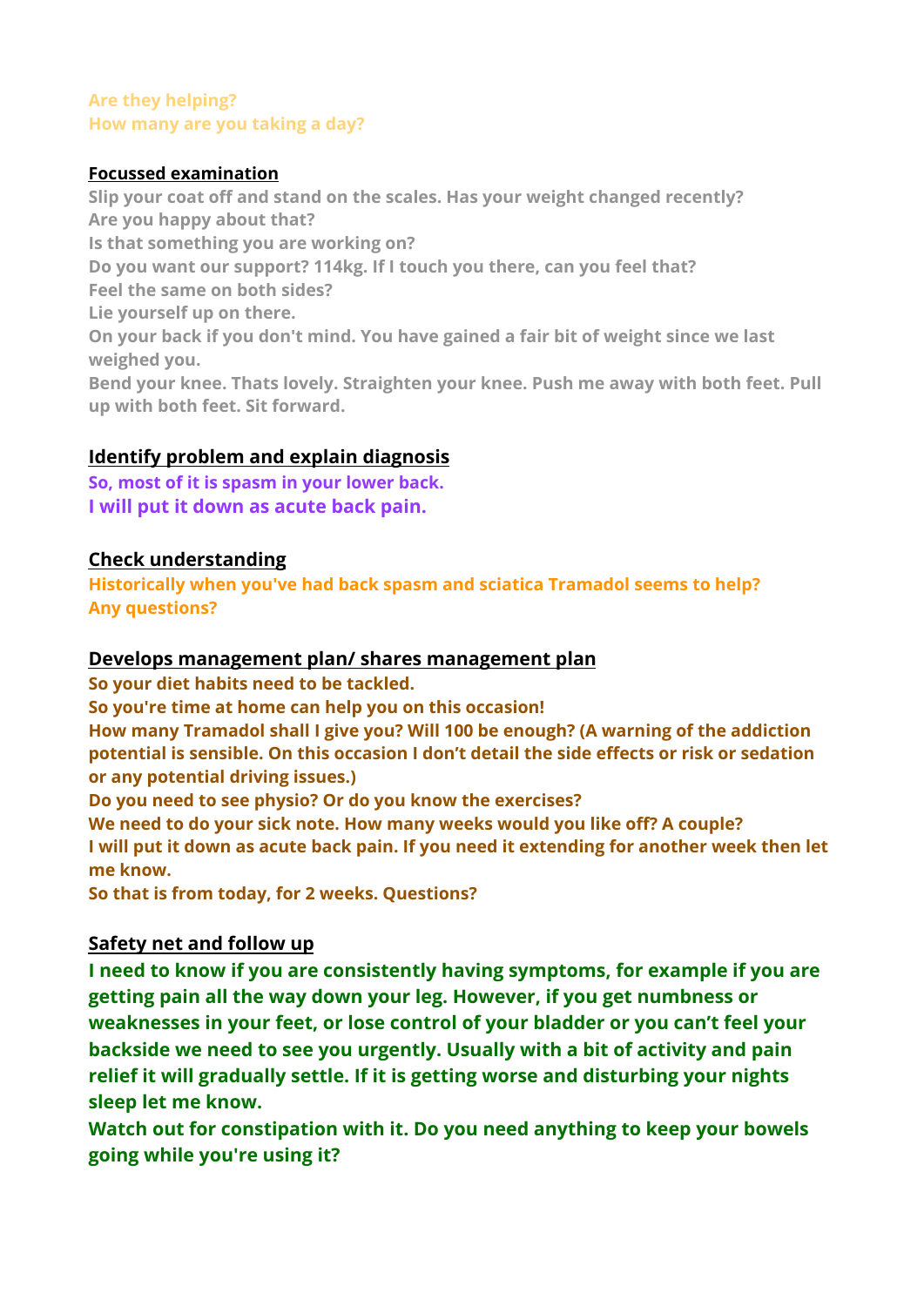**Are they helping?**
**How many are you taking a day?**

**Focussed examination**

**Slip your coat off and stand on the scales. Has your weight changed recently?**
**Are you happy about that?**
**Is that something you are working on?**
**Do you want our support? 114kg. If I touch you there, can you feel that?**
**Feel the same on both sides?**
**Lie yourself up on there.**
**On your back if you don't mind. You have gained a fair bit of weight since we last weighed you.**
**Bend your knee. Thats lovely. Straighten your knee. Push me away with both feet. Pull up with both feet. Sit forward.**

**Identify problem and explain diagnosis**

**So, most of it is spasm in your lower back.**
**I will put it down as acute back pain.**

**Check understanding**

**Historically when you've had back spasm and sciatica Tramadol seems to help?**
**Any questions?**

**Develops management plan/ shares management plan**

**So your diet habits need to be tackled.**
**So you're time at home can help you on this occasion!**
**How many Tramadol shall I give you? Will 100 be enough? (A warning of the addiction potential is sensible. On this occasion I don't detail the side effects or risk or sedation or any potential driving issues.)**
**Do you need to see physio? Or do you know the exercises?**
**We need to do your sick note. How many weeks would you like off? A couple?**
**I will put it down as acute back pain. If you need it extending for another week then let me know.**
**So that is from today, for 2 weeks. Questions?**

**Safety net and follow up**

**I need to know if you are consistently having symptoms, for example if you are getting pain all the way down your leg. However, if you get numbness or weaknesses in your feet, or lose control of your bladder or you can't feel your backside we need to see you urgently. Usually with a bit of activity and pain relief it will gradually settle. If it is getting worse and disturbing your nights sleep let me know.**
**Watch out for constipation with it. Do you need anything to keep your bowels going while you're using it?**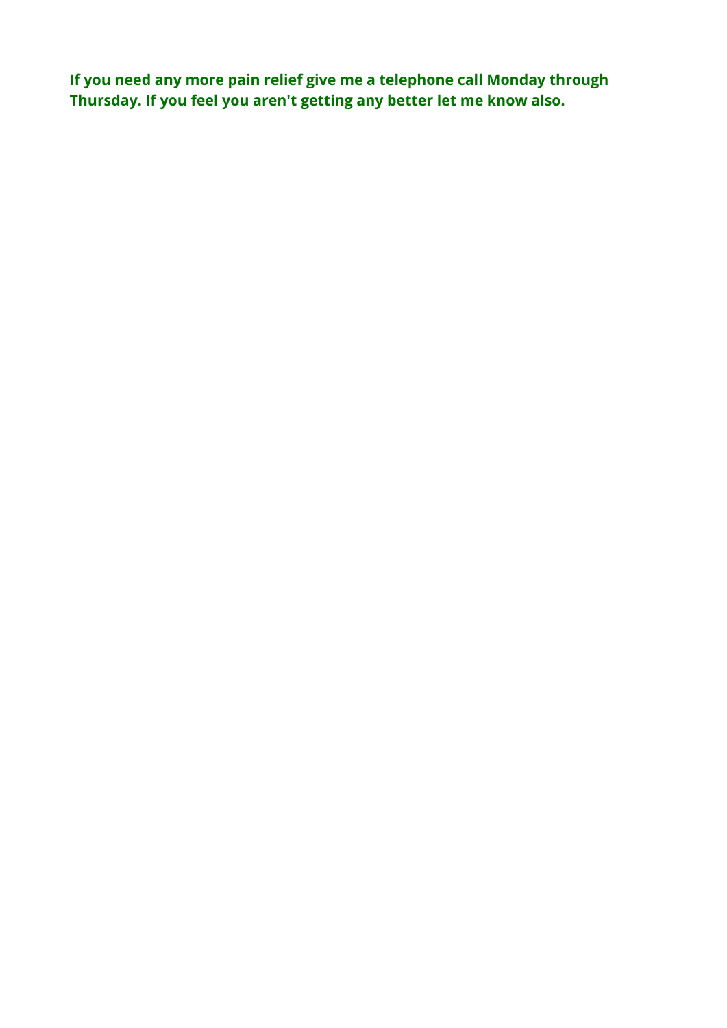**If you need any more pain relief give me a telephone call Monday through Thursday. If you feel you aren't getting any better let me know also.**